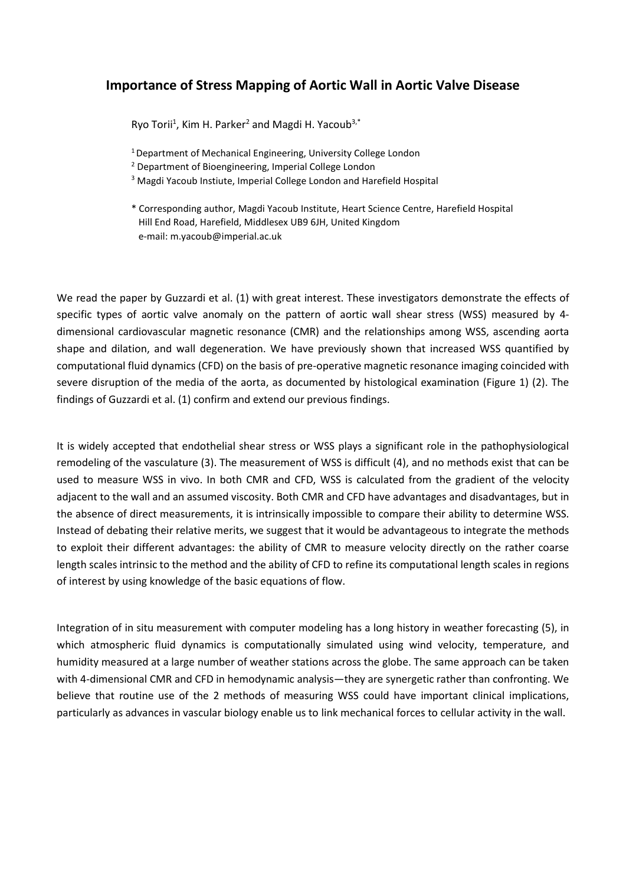# Importance of Stress Mapping of Aortic Wall in Aortic Valve Disease

Ryo Torii[1], Kim H. Parker[2] and Magdi H. Yacoub[3,*]

[1] Department of Mechanical Engineering, University College London

[2] Department of Bioengineering, Imperial College London

[3] Magdi Yacoub Instiute, Imperial College London and Harefield Hospital

* Corresponding author, Magdi Yacoub Institute, Heart Science Centre, Harefield Hospital Hill End Road, Harefield, Middlesex UB9 6JH, United Kingdom
e-mail: m.yacoub@imperial.ac.uk

We read the paper by Guzzardi et al. (1) with great interest. These investigators demonstrate the effects of specific types of aortic valve anomaly on the pattern of aortic wall shear stress (WSS) measured by 4-dimensional cardiovascular magnetic resonance (CMR) and the relationships among WSS, ascending aorta shape and dilation, and wall degeneration. We have previously shown that increased WSS quantified by computational fluid dynamics (CFD) on the basis of pre-operative magnetic resonance imaging coincided with severe disruption of the media of the aorta, as documented by histological examination (Figure 1) (2). The findings of Guzzardi et al. (1) confirm and extend our previous findings.

It is widely accepted that endothelial shear stress or WSS plays a significant role in the pathophysiological remodeling of the vasculature (3). The measurement of WSS is difficult (4), and no methods exist that can be used to measure WSS in vivo. In both CMR and CFD, WSS is calculated from the gradient of the velocity adjacent to the wall and an assumed viscosity. Both CMR and CFD have advantages and disadvantages, but in the absence of direct measurements, it is intrinsically impossible to compare their ability to determine WSS. Instead of debating their relative merits, we suggest that it would be advantageous to integrate the methods to exploit their different advantages: the ability of CMR to measure velocity directly on the rather coarse length scales intrinsic to the method and the ability of CFD to refine its computational length scales in regions of interest by using knowledge of the basic equations of flow.

Integration of in situ measurement with computer modeling has a long history in weather forecasting (5), in which atmospheric fluid dynamics is computationally simulated using wind velocity, temperature, and humidity measured at a large number of weather stations across the globe. The same approach can be taken with 4-dimensional CMR and CFD in hemodynamic analysis—they are synergetic rather than confronting. We believe that routine use of the 2 methods of measuring WSS could have important clinical implications, particularly as advances in vascular biology enable us to link mechanical forces to cellular activity in the wall.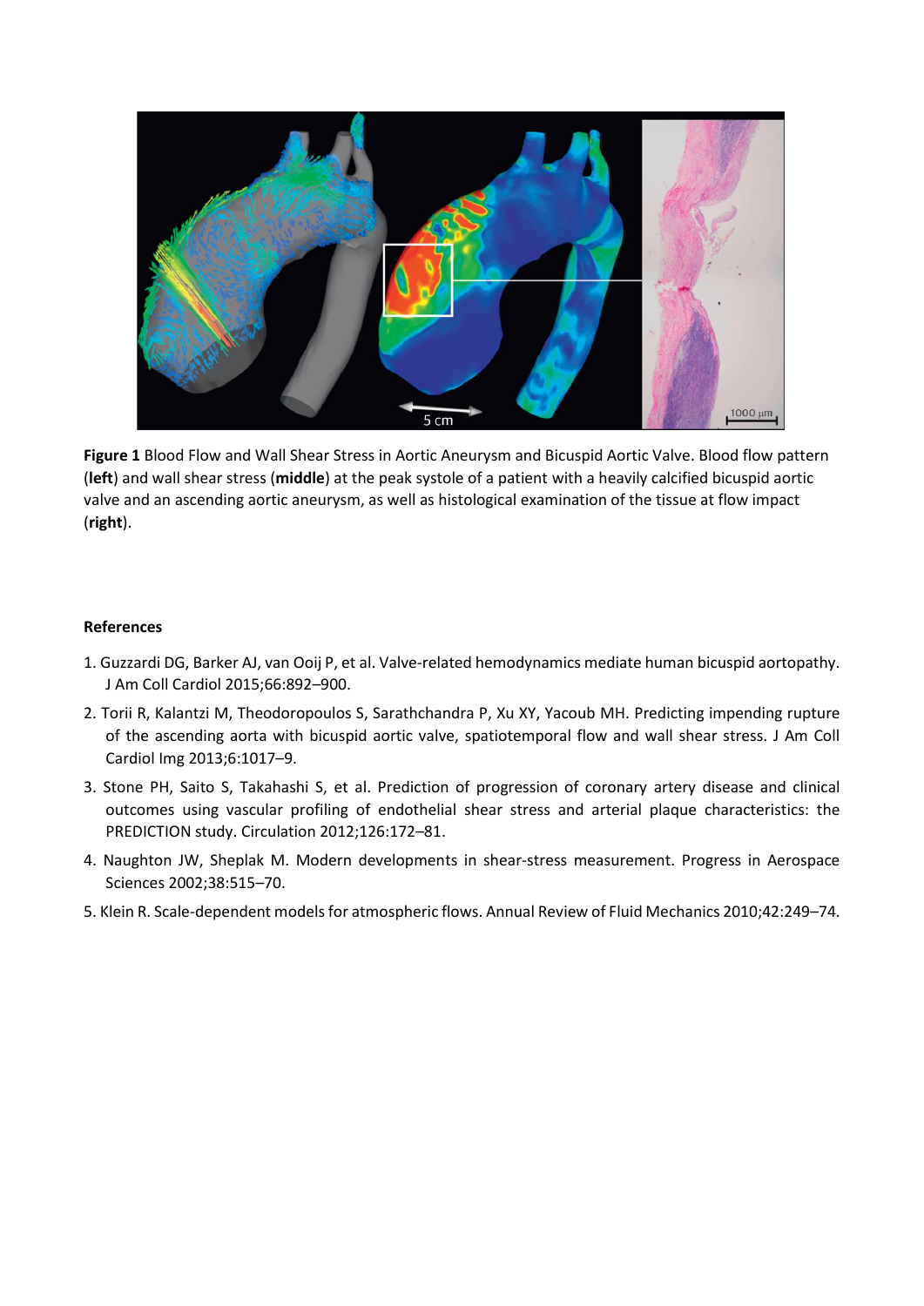**Figure 1** Blood Flow and Wall Shear Stress in Aortic Aneurysm and Bicuspid Aortic Valve. Blood flow pattern (**left**) and wall shear stress (**middle**) at the peak systole of a patient with a heavily calcified bicuspid aortic valve and an ascending aortic aneurysm, as well as histological examination of the tissue at flow impact (**right**).

**References**

1. Guzzardi DG, Barker AJ, van Ooij P, et al. Valve-related hemodynamics mediate human bicuspid aortopathy. J Am Coll Cardiol 2015;66:892–900.
2. Torii R, Kalantzi M, Theodoropoulos S, Sarathchandra P, Xu XY, Yacoub MH. Predicting impending rupture of the ascending aorta with bicuspid aortic valve, spatiotemporal flow and wall shear stress. J Am Coll Cardiol Img 2013;6:1017–9.
3. Stone PH, Saito S, Takahashi S, et al. Prediction of progression of coronary artery disease and clinical outcomes using vascular profiling of endothelial shear stress and arterial plaque characteristics: the PREDICTION study. Circulation 2012;126:172–81.
4. Naughton JW, Sheplak M. Modern developments in shear-stress measurement. Progress in Aerospace Sciences 2002;38:515–70.
5. Klein R. Scale-dependent models for atmospheric flows. Annual Review of Fluid Mechanics 2010;42:249–74.